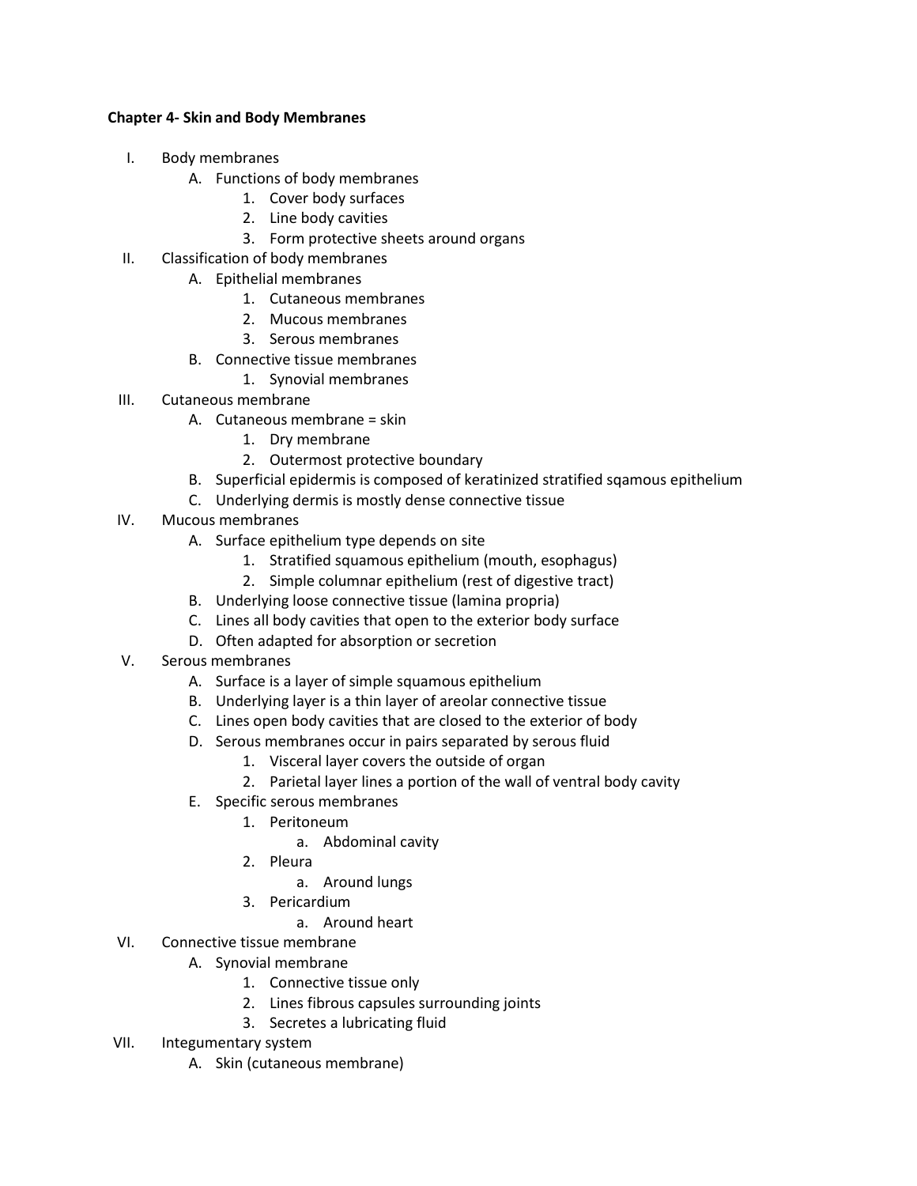**Chapter 4- Skin and Body Membranes**

I. Body membranes
   A. Functions of body membranes
      1. Cover body surfaces
      2. Line body cavities
      3. Form protective sheets around organs
II. Classification of body membranes
   A. Epithelial membranes
      1. Cutaneous membranes
      2. Mucous membranes
      3. Serous membranes
   B. Connective tissue membranes
      1. Synovial membranes
III. Cutaneous membrane
   A. Cutaneous membrane = skin
      1. Dry membrane
      2. Outermost protective boundary
   B. Superficial epidermis is composed of keratinized stratified sqamous epithelium
   C. Underlying dermis is mostly dense connective tissue
IV. Mucous membranes
   A. Surface epithelium type depends on site
      1. Stratified squamous epithelium (mouth, esophagus)
      2. Simple columnar epithelium (rest of digestive tract)
   B. Underlying loose connective tissue (lamina propria)
   C. Lines all body cavities that open to the exterior body surface
   D. Often adapted for absorption or secretion
V. Serous membranes
   A. Surface is a layer of simple squamous epithelium
   B. Underlying layer is a thin layer of areolar connective tissue
   C. Lines open body cavities that are closed to the exterior of body
   D. Serous membranes occur in pairs separated by serous fluid
      1. Visceral layer covers the outside of organ
      2. Parietal layer lines a portion of the wall of ventral body cavity
   E. Specific serous membranes
      1. Peritoneum
         a. Abdominal cavity
      2. Pleura
         a. Around lungs
      3. Pericardium
         a. Around heart
VI. Connective tissue membrane
   A. Synovial membrane
      1. Connective tissue only
      2. Lines fibrous capsules surrounding joints
      3. Secretes a lubricating fluid
VII. Integumentary system
   A. Skin (cutaneous membrane)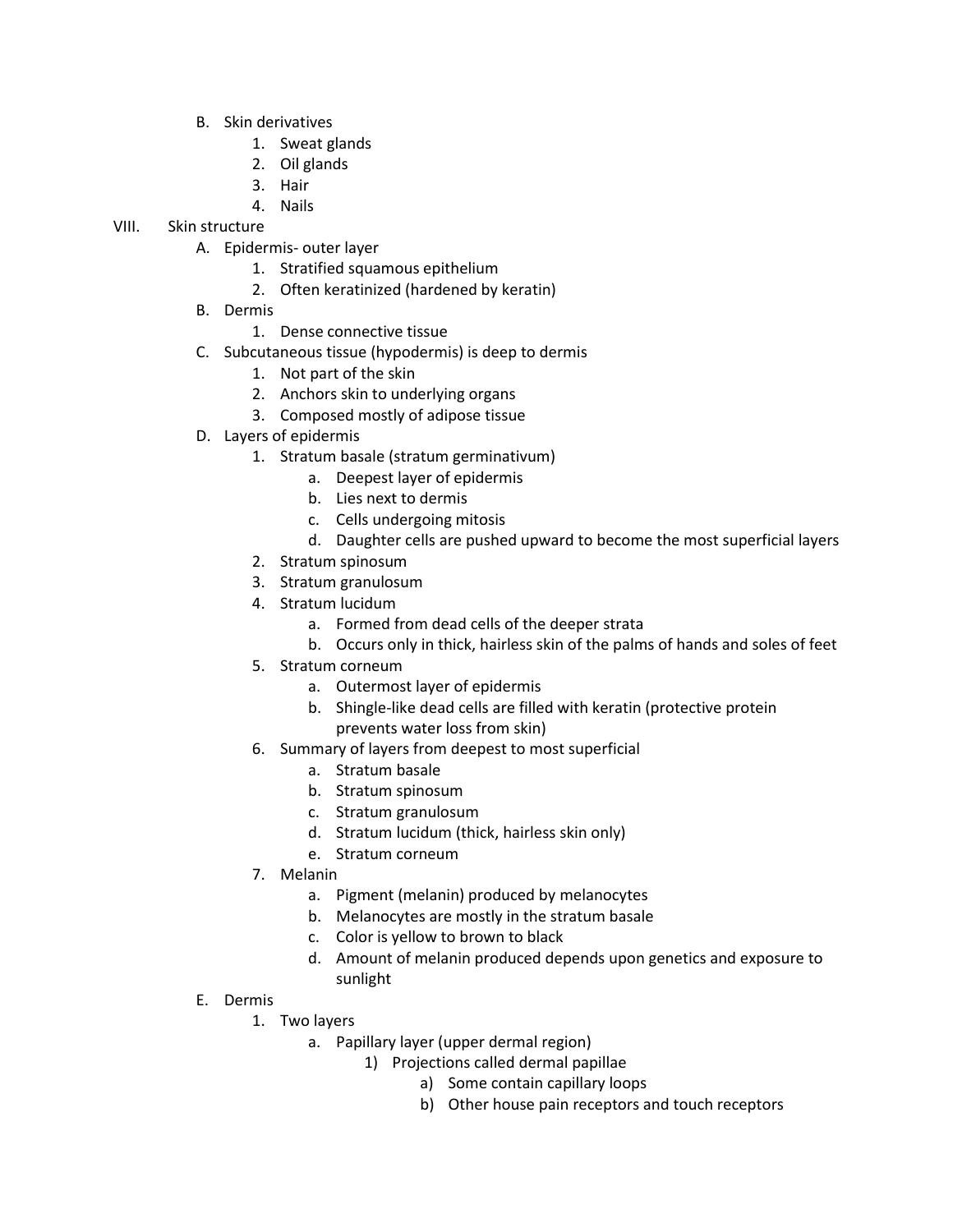B. Skin derivatives
   1. Sweat glands
   2. Oil glands
   3. Hair
   4. Nails

VIII. Skin structure
   A. Epidermis- outer layer
      1. Stratified squamous epithelium
      2. Often keratinized (hardened by keratin)
   B. Dermis
      1. Dense connective tissue
   C. Subcutaneous tissue (hypodermis) is deep to dermis
      1. Not part of the skin
      2. Anchors skin to underlying organs
      3. Composed mostly of adipose tissue
   D. Layers of epidermis
      1. Stratum basale (stratum germinativum)
         a. Deepest layer of epidermis
         b. Lies next to dermis
         c. Cells undergoing mitosis
         d. Daughter cells are pushed upward to become the most superficial layers
      2. Stratum spinosum
      3. Stratum granulosum
      4. Stratum lucidum
         a. Formed from dead cells of the deeper strata
         b. Occurs only in thick, hairless skin of the palms of hands and soles of feet
      5. Stratum corneum
         a. Outermost layer of epidermis
         b. Shingle-like dead cells are filled with keratin (protective protein prevents water loss from skin)
      6. Summary of layers from deepest to most superficial
         a. Stratum basale
         b. Stratum spinosum
         c. Stratum granulosum
         d. Stratum lucidum (thick, hairless skin only)
         e. Stratum corneum
      7. Melanin
         a. Pigment (melanin) produced by melanocytes
         b. Melanocytes are mostly in the stratum basale
         c. Color is yellow to brown to black
         d. Amount of melanin produced depends upon genetics and exposure to sunlight
   E. Dermis
      1. Two layers
         a. Papillary layer (upper dermal region)
            1) Projections called dermal papillae
               a) Some contain capillary loops
               b) Other house pain receptors and touch receptors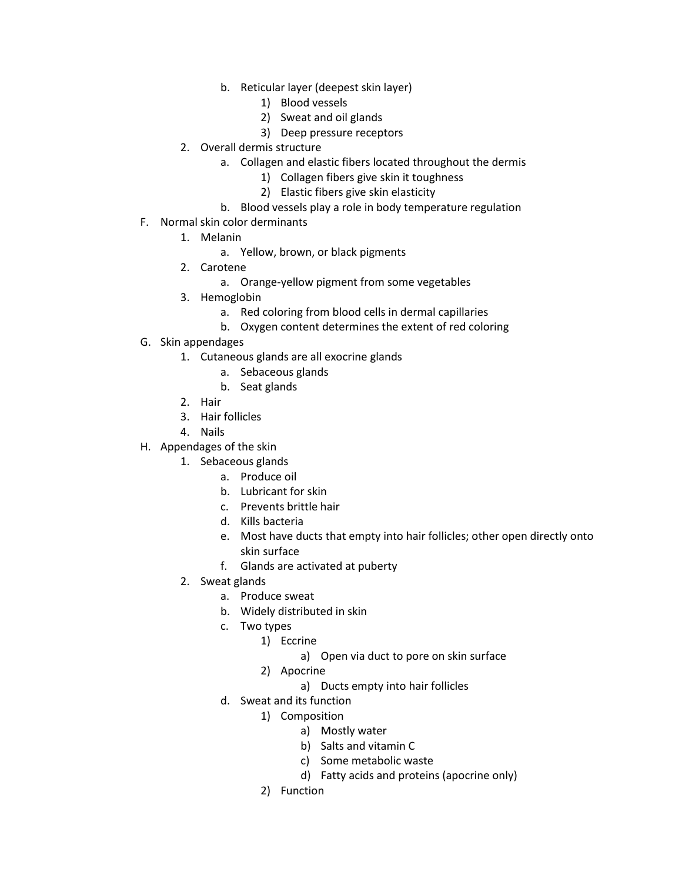- b. Reticular layer (deepest skin layer)
     - 1) Blood vessels
     - 2) Sweat and oil glands
     - 3) Deep pressure receptors
 2. Overall dermis structure
   - a. Collagen and elastic fibers located throughout the dermis
     - 1) Collagen fibers give skin it toughness
     - 2) Elastic fibers give skin elasticity
   - b. Blood vessels play a role in body temperature regulation

F. Normal skin color derminants
 1. Melanin
   - a. Yellow, brown, or black pigments
 2. Carotene
   - a. Orange-yellow pigment from some vegetables
 3. Hemoglobin
   - a. Red coloring from blood cells in dermal capillaries
   - b. Oxygen content determines the extent of red coloring

G. Skin appendages
 1. Cutaneous glands are all exocrine glands
   - a. Sebaceous glands
   - b. Seat glands
 2. Hair
 3. Hair follicles
 4. Nails

H. Appendages of the skin
 1. Sebaceous glands
   - a. Produce oil
   - b. Lubricant for skin
   - c. Prevents brittle hair
   - d. Kills bacteria
   - e. Most have ducts that empty into hair follicles; other open directly onto skin surface
   - f. Glands are activated at puberty
 2. Sweat glands
   - a. Produce sweat
   - b. Widely distributed in skin
   - c. Two types
     - 1) Eccrine
       - a) Open via duct to pore on skin surface
     - 2) Apocrine
       - a) Ducts empty into hair follicles
   - d. Sweat and its function
     - 1) Composition
       - a) Mostly water
       - b) Salts and vitamin C
       - c) Some metabolic waste
       - d) Fatty acids and proteins (apocrine only)
     - 2) Function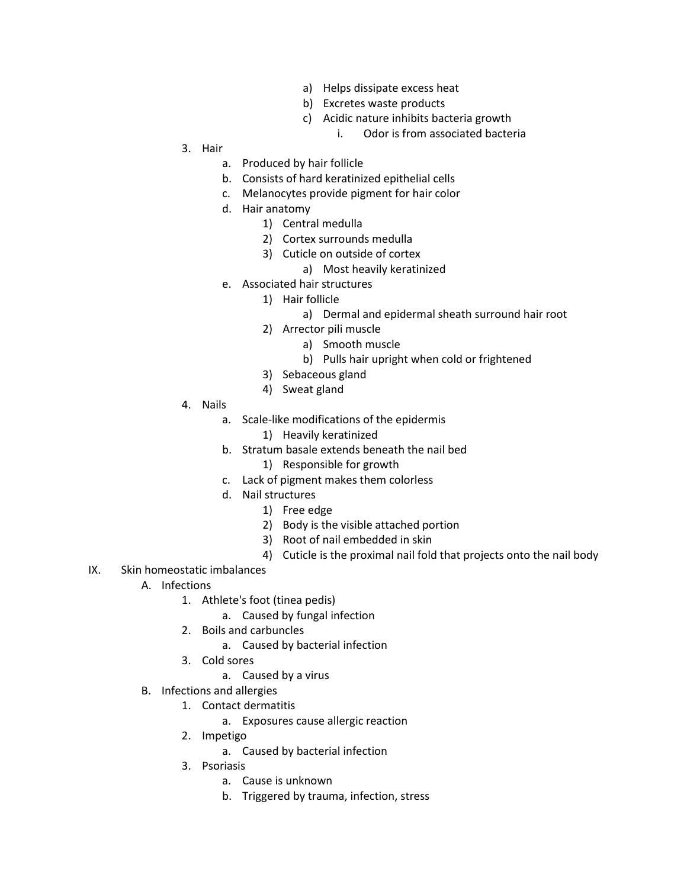- a) Helps dissipate excess heat
            - b) Excretes waste products
            - c) Acidic nature inhibits bacteria growth
                - i. Odor is from associated bacteria

3. Hair
    - a. Produced by hair follicle
    - b. Consists of hard keratinized epithelial cells
    - c. Melanocytes provide pigment for hair color
    - d. Hair anatomy
        - 1) Central medulla
        - 2) Cortex surrounds medulla
        - 3) Cuticle on outside of cortex
            - a) Most heavily keratinized
    - e. Associated hair structures
        - 1) Hair follicle
            - a) Dermal and epidermal sheath surround hair root
        - 2) Arrector pili muscle
            - a) Smooth muscle
            - b) Pulls hair upright when cold or frightened
        - 3) Sebaceous gland
        - 4) Sweat gland
4. Nails
    - a. Scale-like modifications of the epidermis
        - 1) Heavily keratinized
    - b. Stratum basale extends beneath the nail bed
        - 1) Responsible for growth
    - c. Lack of pigment makes them colorless
    - d. Nail structures
        - 1) Free edge
        - 2) Body is the visible attached portion
        - 3) Root of nail embedded in skin
        - 4) Cuticle is the proximal nail fold that projects onto the nail body

IX. Skin homeostatic imbalances

- A. Infections
    1. Athlete's foot (tinea pedis)
        - a. Caused by fungal infection
    2. Boils and carbuncles
        - a. Caused by bacterial infection
    3. Cold sores
        - a. Caused by a virus
- B. Infections and allergies
    1. Contact dermatitis
        - a. Exposures cause allergic reaction
    2. Impetigo
        - a. Caused by bacterial infection
    3. Psoriasis
        - a. Cause is unknown
        - b. Triggered by trauma, infection, stress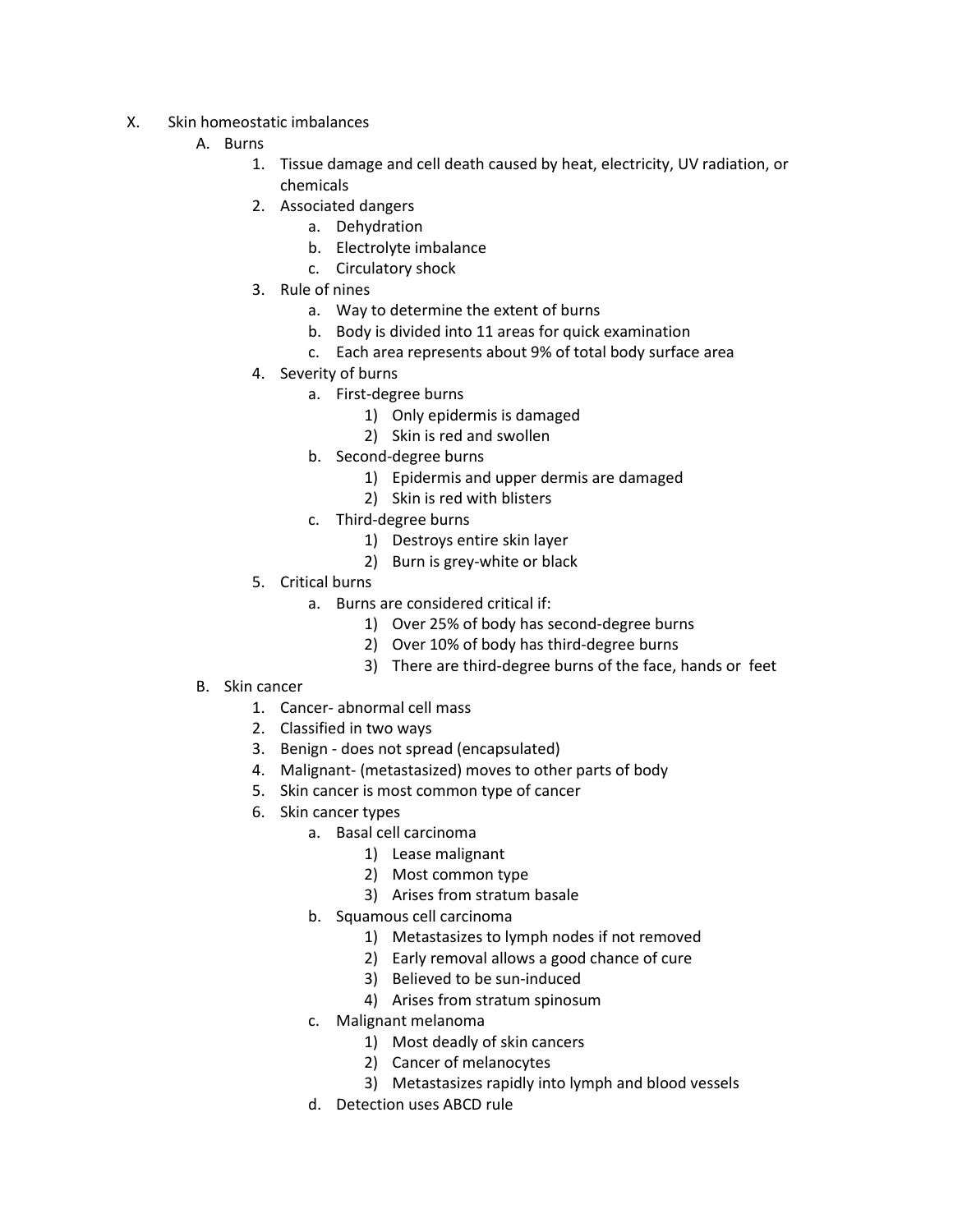X. Skin homeostatic imbalances

- A. Burns
    1. Tissue damage and cell death caused by heat, electricity, UV radiation, or chemicals
    2. Associated dangers
        - a. Dehydration
        - b. Electrolyte imbalance
        - c. Circulatory shock
    3. Rule of nines
        - a. Way to determine the extent of burns
        - b. Body is divided into 11 areas for quick examination
        - c. Each area represents about 9% of total body surface area
    4. Severity of burns
        - a. First-degree burns
            - 1) Only epidermis is damaged
            - 2) Skin is red and swollen
        - b. Second-degree burns
            - 1) Epidermis and upper dermis are damaged
            - 2) Skin is red with blisters
        - c. Third-degree burns
            - 1) Destroys entire skin layer
            - 2) Burn is grey-white or black
    5. Critical burns
        - a. Burns are considered critical if:
            - 1) Over 25% of body has second-degree burns
            - 2) Over 10% of body has third-degree burns
            - 3) There are third-degree burns of the face, hands or feet
- B. Skin cancer
    1. Cancer- abnormal cell mass
    2. Classified in two ways
    3. Benign - does not spread (encapsulated)
    4. Malignant- (metastasized) moves to other parts of body
    5. Skin cancer is most common type of cancer
    6. Skin cancer types
        - a. Basal cell carcinoma
            - 1) Lease malignant
            - 2) Most common type
            - 3) Arises from stratum basale
        - b. Squamous cell carcinoma
            - 1) Metastasizes to lymph nodes if not removed
            - 2) Early removal allows a good chance of cure
            - 3) Believed to be sun-induced
            - 4) Arises from stratum spinosum
        - c. Malignant melanoma
            - 1) Most deadly of skin cancers
            - 2) Cancer of melanocytes
            - 3) Metastasizes rapidly into lymph and blood vessels
        - d. Detection uses ABCD rule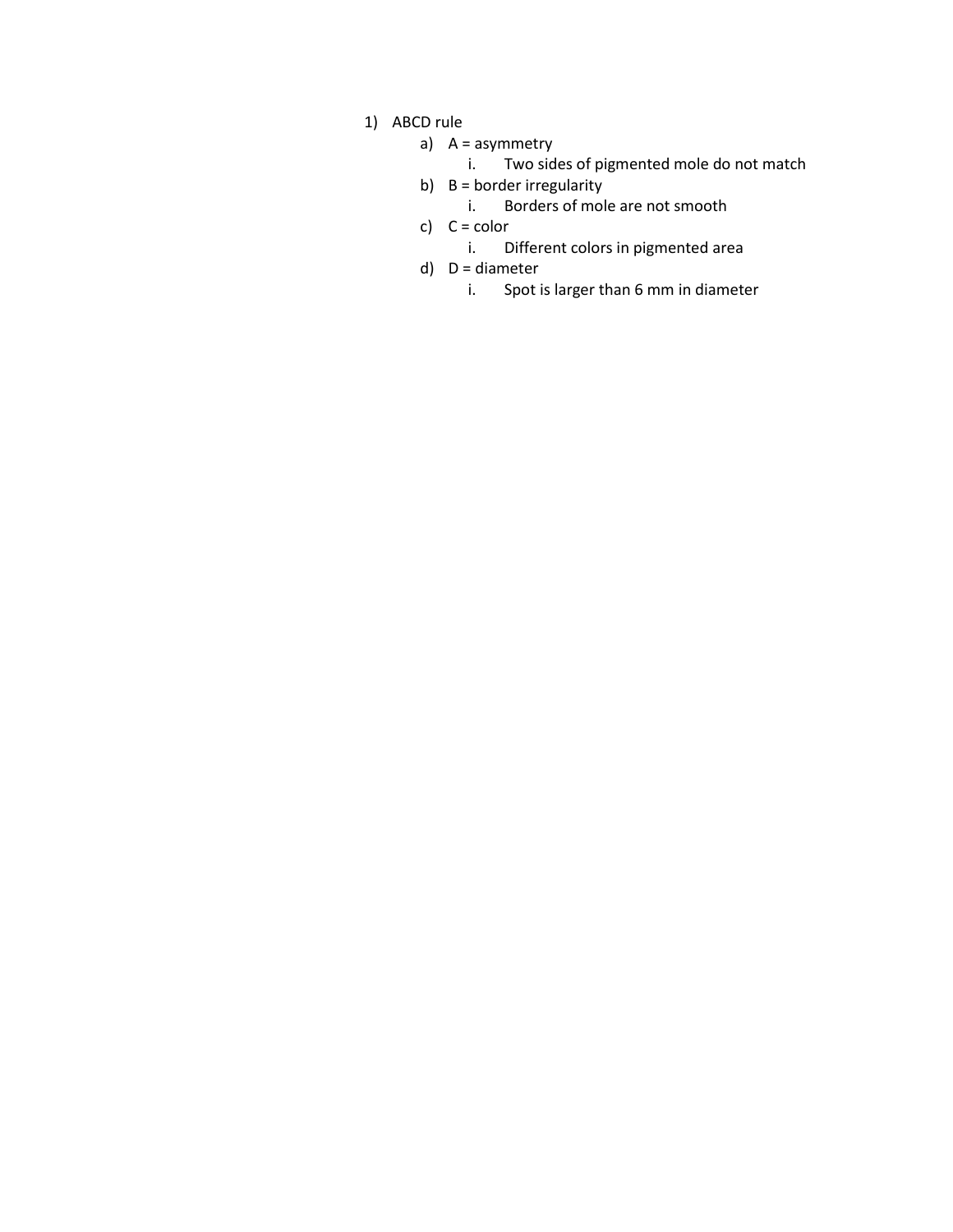1) ABCD rule
    a) A = asymmetry
        i. Two sides of pigmented mole do not match
    b) B = border irregularity
        i. Borders of mole are not smooth
    c) C = color
        i. Different colors in pigmented area
    d) D = diameter
        i. Spot is larger than 6 mm in diameter